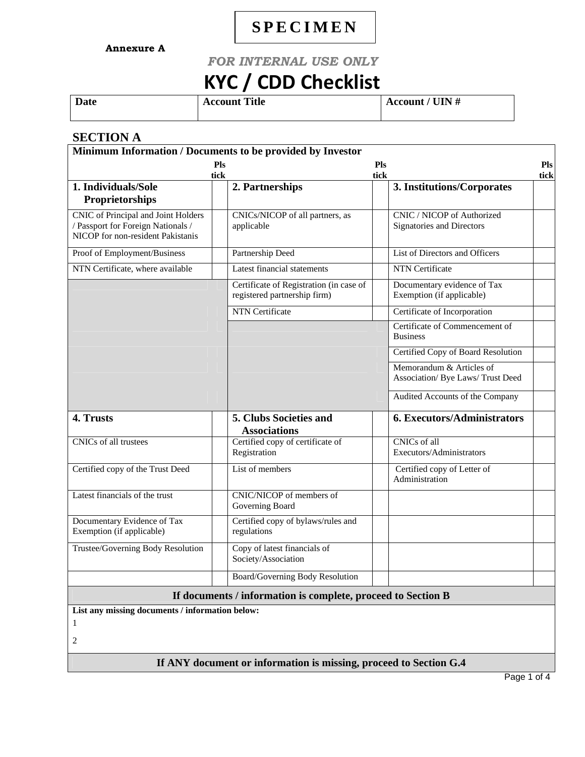**SPECIMEN**

**Annexure A**

***FOR INTERNAL USE ONLY***

# KYC / CDD Checklist

| Date | Account Title | Account / UIN # |
|---|---|---|
| | | |

## SECTION A

| Minimum Information / Documents to be provided by Investor | | | | | |
|---|---|---|---|---|---|
| | Pls tick | | Pls tick | | Pls tick |
| **1. Individuals/Sole Proprietorships** | | **2. Partnerships** | | **3. Institutions/Corporates** | |
| CNIC of Principal and Joint Holders / Passport for Foreign Nationals / NICOP for non-resident Pakistanis | | CNICs/NICOP of all partners, as applicable | | CNIC / NICOP of Authorized Signatories and Directors | |
| Proof of Employment/Business | | Partnership Deed | | List of Directors and Officers | |
| NTN Certificate, where available | | Latest financial statements | | NTN Certificate | |
| | | Certificate of Registration (in case of registered partnership firm) | | Documentary evidence of Tax Exemption (if applicable) | |
| | | NTN Certificate | | Certificate of Incorporation | |
| | | | | Certificate of Commencement of Business | |
| | | | | Certified Copy of Board Resolution | |
| | | | | Memorandum & Articles of Association/ Bye Laws/ Trust Deed | |
| | | | | Audited Accounts of the Company | |
| **4. Trusts** | | **5. Clubs Societies and Associations** | | **6. Executors/Administrators** | |
| CNICs of all trustees | | Certified copy of certificate of Registration | | CNICs of all Executors/Administrators | |
| Certified copy of the Trust Deed | | List of members | | Certified copy of Letter of Administration | |
| Latest financials of the trust | | CNIC/NICOP of members of Governing Board | | | |
| Documentary Evidence of Tax Exemption (if applicable) | | Certified copy of bylaws/rules and regulations | | | |
| Trustee/Governing Body Resolution | | Copy of latest financials of Society/Association | | | |
| | | Board/Governing Body Resolution | | | |

**If documents / information is complete, proceed to Section B**

**List any missing documents / information below:**

1

2

**If ANY document or information is missing, proceed to Section G.4**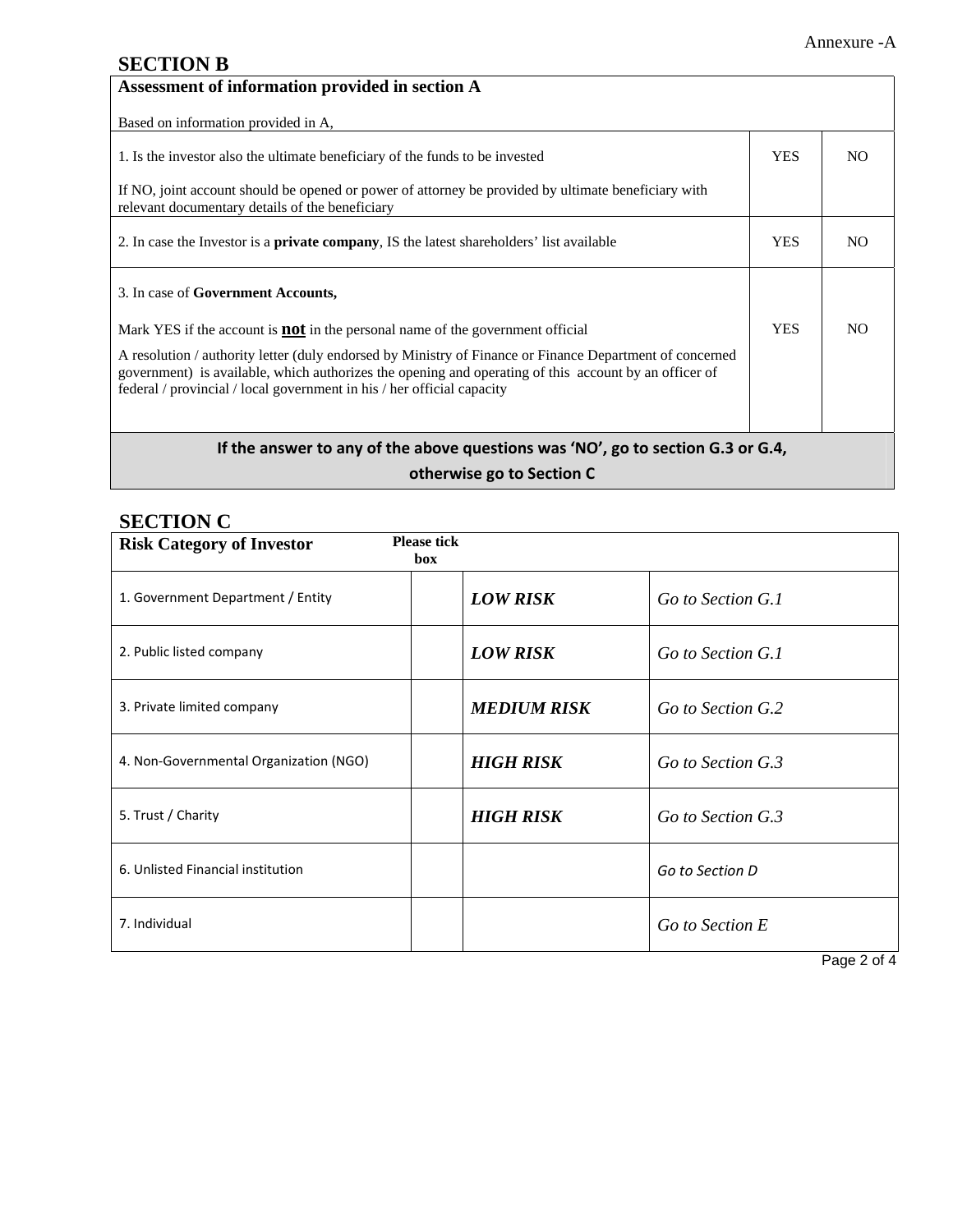Annexure -A

## SECTION B

| Assessment of information provided in section A<br><br>Based on information provided in A, | | |
|---|---|---|
| 1. Is the investor also the ultimate beneficiary of the funds to be invested<br><br>If NO, joint account should be opened or power of attorney be provided by ultimate beneficiary with relevant documentary details of the beneficiary | YES | NO |
| 2. In case the Investor is a **private company**, IS the latest shareholders' list available | YES | NO |
| 3. In case of **Government Accounts,**<br><br>Mark YES if the account is **<u>not</u>** in the personal name of the government official<br><br>A resolution / authority letter (duly endorsed by Ministry of Finance or Finance Department of concerned government) is available, which authorizes the opening and operating of this account by an officer of federal / provincial / local government in his / her official capacity | YES | NO |
| **If the answer to any of the above questions was 'NO', go to section G.3 or G.4, otherwise go to Section C** | | |

## SECTION C

| Risk Category of Investor | Please tick box | | |
|---|---|---|---|
| 1. Government Department / Entity | | ***LOW RISK*** | *Go to Section G.1* |
| 2. Public listed company | | ***LOW RISK*** | *Go to Section G.1* |
| 3. Private limited company | | ***MEDIUM RISK*** | *Go to Section G.2* |
| 4. Non-Governmental Organization (NGO) | | ***HIGH RISK*** | *Go to Section G.3* |
| 5. Trust / Charity | | ***HIGH RISK*** | *Go to Section G.3* |
| 6. Unlisted Financial institution | | | *Go to Section D* |
| 7. Individual | | | *Go to Section E* |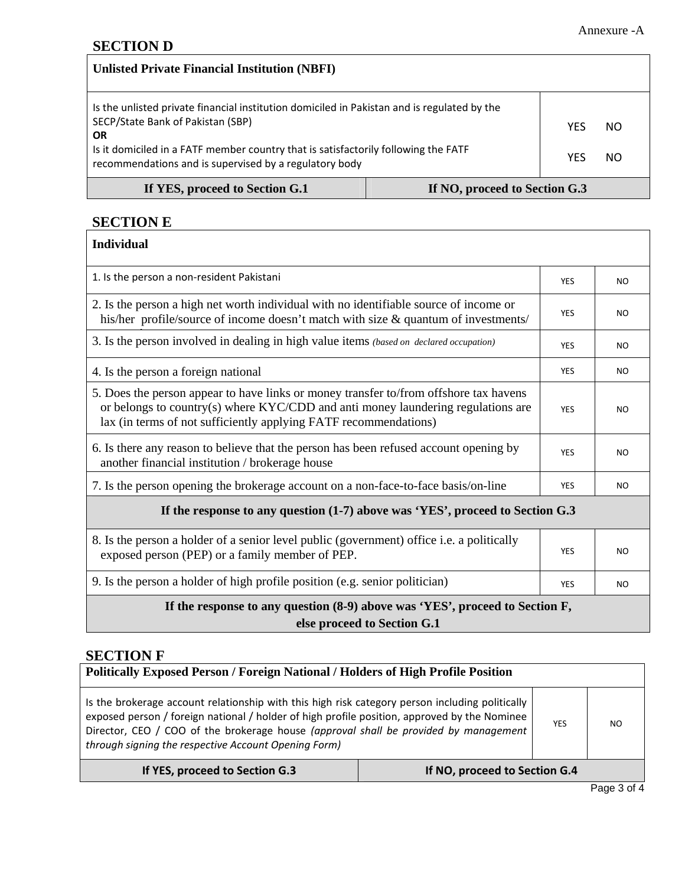Annexure -A

## SECTION D

| Unlisted Private Financial Institution (NBFI) | | |
|---|---|---|
| Is the unlisted private financial institution domiciled in Pakistan and is regulated by the SECP/State Bank of Pakistan (SBP)<br>**OR**<br>Is it domiciled in a FATF member country that is satisfactorily following the FATF recommendations and is supervised by a regulatory body | YES NO<br><br>YES NO | |
| **If YES, proceed to Section G.1** | **If NO, proceed to Section G.3** | |

## SECTION E

| Individual | | |
|---|---|---|
| 1. Is the person a non-resident Pakistani | YES | NO |
| 2. Is the person a high net worth individual with no identifiable source of income or his/her profile/source of income doesn't match with size & quantum of investments/ | YES | NO |
| 3. Is the person involved in dealing in high value items *(based on declared occupation)* | YES | NO |
| 4. Is the person a foreign national | YES | NO |
| 5. Does the person appear to have links or money transfer to/from offshore tax havens or belongs to country(s) where KYC/CDD and anti money laundering regulations are lax (in terms of not sufficiently applying FATF recommendations) | YES | NO |
| 6. Is there any reason to believe that the person has been refused account opening by another financial institution / brokerage house | YES | NO |
| 7. Is the person opening the brokerage account on a non-face-to-face basis/on-line | YES | NO |
| **If the response to any question (1-7) above was 'YES', proceed to Section G.3** | | |
| 8. Is the person a holder of a senior level public (government) office i.e. a politically exposed person (PEP) or a family member of PEP. | YES | NO |
| 9. Is the person a holder of high profile position (e.g. senior politician) | YES | NO |
| **If the response to any question (8-9) above was 'YES', proceed to Section F, else proceed to Section G.1** | | |

## SECTION F

| Politically Exposed Person / Foreign National / Holders of High Profile Position | | |
|---|---|---|
| Is the brokerage account relationship with this high risk category person including politically exposed person / foreign national / holder of high profile position, approved by the Nominee Director, CEO / COO of the brokerage house *(approval shall be provided by management through signing the respective Account Opening Form)* | YES | NO |
| **If YES, proceed to Section G.3** | **If NO, proceed to Section G.4** | |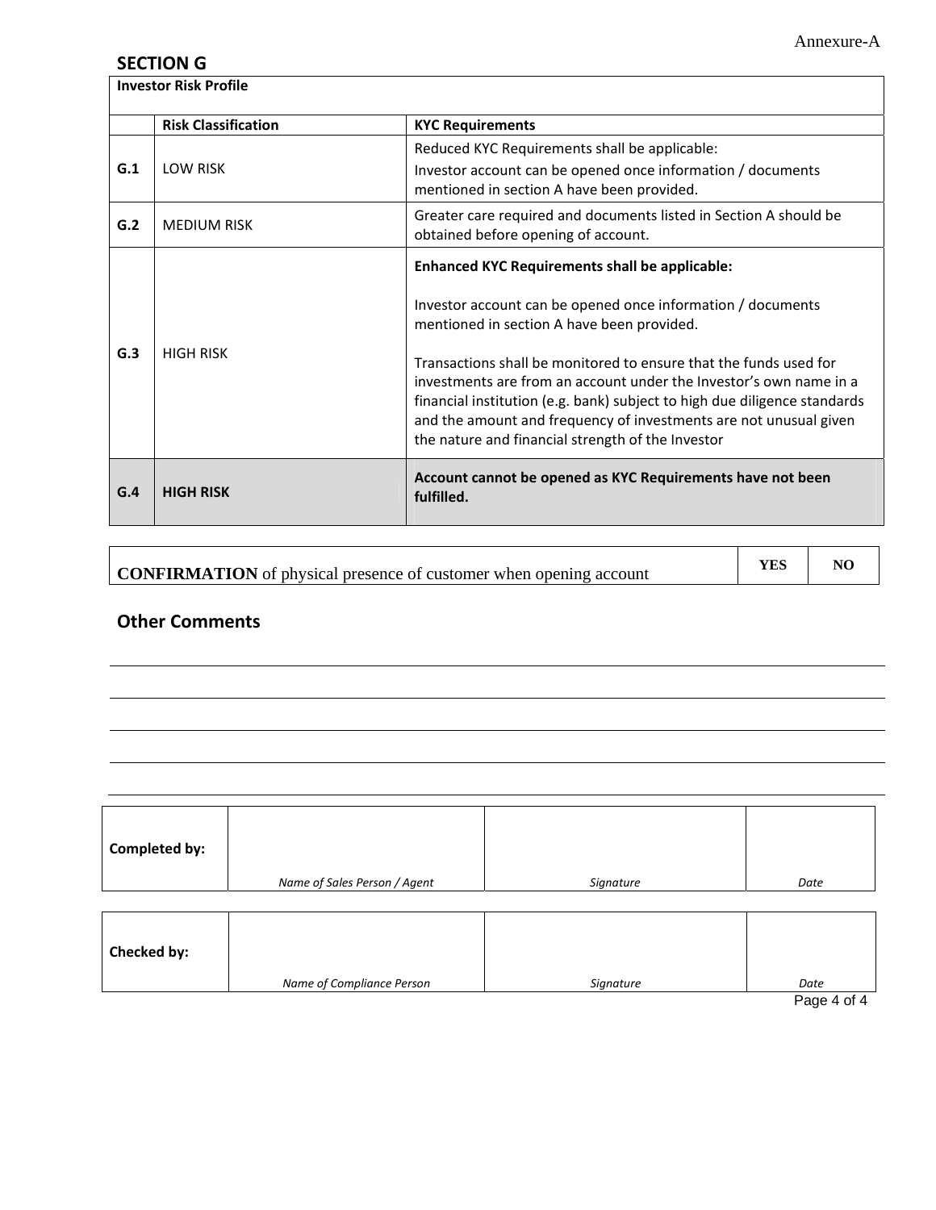Annexure-A

## SECTION G

| Investor Risk Profile | | |
|---|---|---|
| | **Risk Classification** | **KYC Requirements** |
| **G.1** | LOW RISK | Reduced KYC Requirements shall be applicable:<br>Investor account can be opened once information / documents mentioned in section A have been provided. |
| **G.2** | MEDIUM RISK | Greater care required and documents listed in Section A should be obtained before opening of account. |
| **G.3** | HIGH RISK | **Enhanced KYC Requirements shall be applicable:**<br><br>Investor account can be opened once information / documents mentioned in section A have been provided.<br><br>Transactions shall be monitored to ensure that the funds used for investments are from an account under the Investor's own name in a financial institution (e.g. bank) subject to high due diligence standards and the amount and frequency of investments are not unusual given the nature and financial strength of the Investor |
| **G.4** | **HIGH RISK** | **Account cannot be opened as KYC Requirements have not been fulfilled.** |

| | | |
|---|---|---|
| **CONFIRMATION** of physical presence of customer when opening account | **YES** | **NO** |

## Other Comments

______________________________________________

______________________________________________

______________________________________________

______________________________________________

| | | | |
|---|---|---|---|
| **Completed by:** | *Name of Sales Person / Agent* | *Signature* | *Date* |

| | | | |
|---|---|---|---|
| **Checked by:** | *Name of Compliance Person* | *Signature* | *Date* |